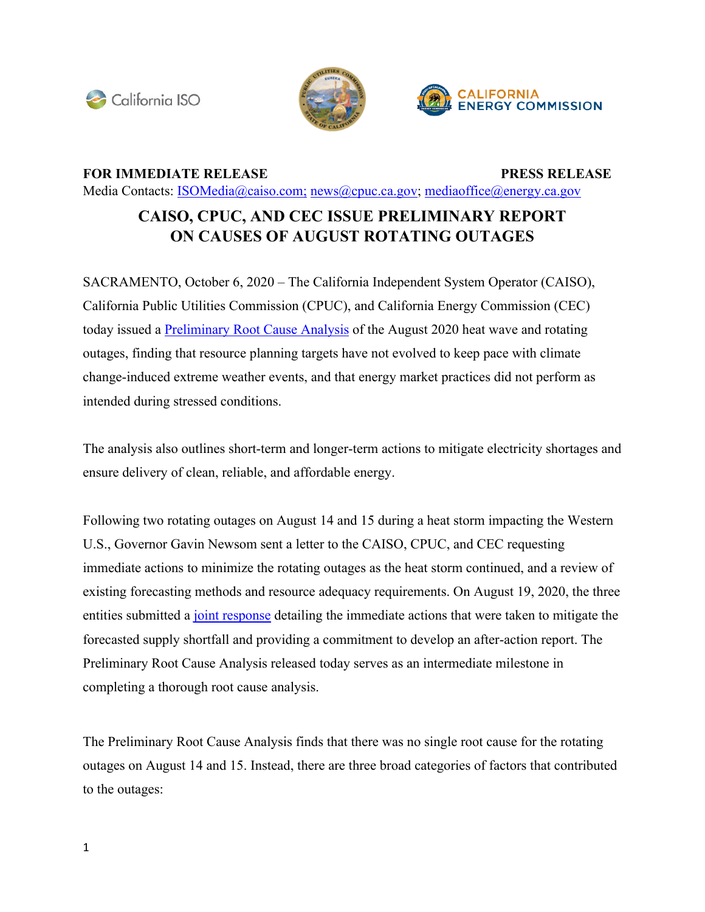**FOR IMMEDIATE RELEASE** **PRESS RELEASE**

Media Contacts: ISOMedia@caiso.com; news@cpuc.ca.gov; mediaoffice@energy.ca.gov

# CAISO, CPUC, AND CEC ISSUE PRELIMINARY REPORT ON CAUSES OF AUGUST ROTATING OUTAGES

SACRAMENTO, October 6, 2020 – The California Independent System Operator (CAISO), California Public Utilities Commission (CPUC), and California Energy Commission (CEC) today issued a Preliminary Root Cause Analysis of the August 2020 heat wave and rotating outages, finding that resource planning targets have not evolved to keep pace with climate change-induced extreme weather events, and that energy market practices did not perform as intended during stressed conditions.

The analysis also outlines short-term and longer-term actions to mitigate electricity shortages and ensure delivery of clean, reliable, and affordable energy.

Following two rotating outages on August 14 and 15 during a heat storm impacting the Western U.S., Governor Gavin Newsom sent a letter to the CAISO, CPUC, and CEC requesting immediate actions to minimize the rotating outages as the heat storm continued, and a review of existing forecasting methods and resource adequacy requirements. On August 19, 2020, the three entities submitted a joint response detailing the immediate actions that were taken to mitigate the forecasted supply shortfall and providing a commitment to develop an after-action report. The Preliminary Root Cause Analysis released today serves as an intermediate milestone in completing a thorough root cause analysis.

The Preliminary Root Cause Analysis finds that there was no single root cause for the rotating outages on August 14 and 15. Instead, there are three broad categories of factors that contributed to the outages: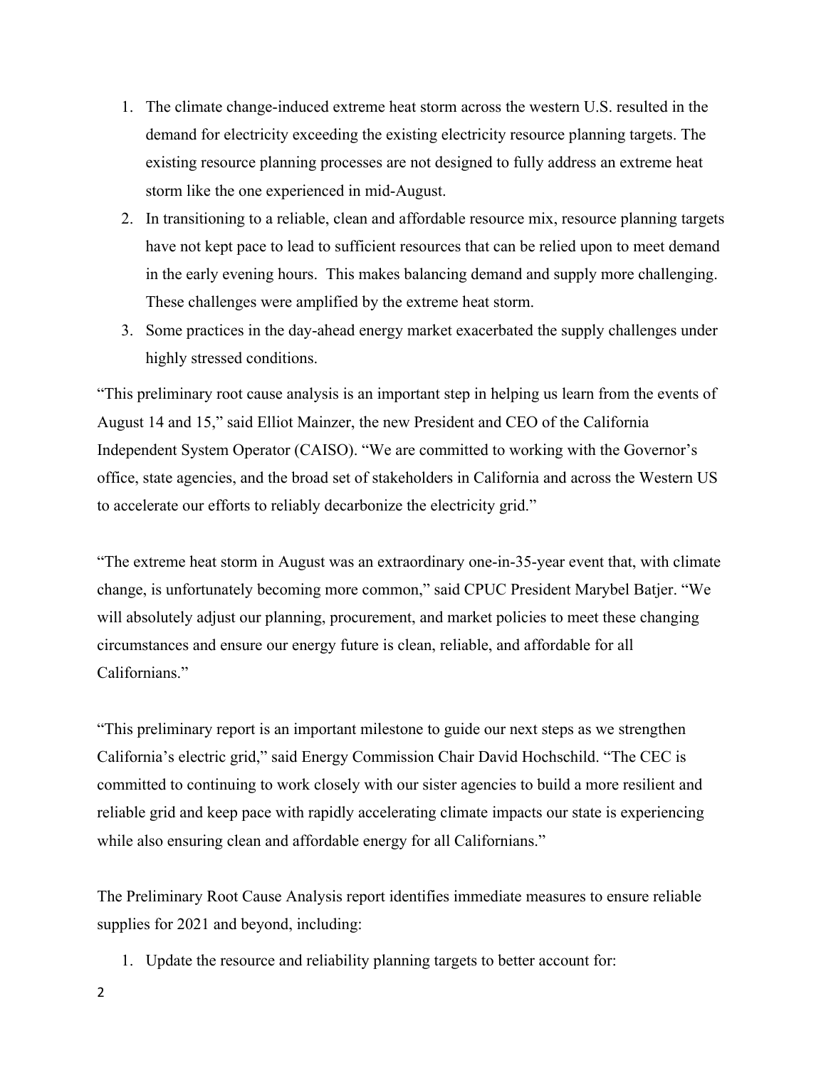1. The climate change-induced extreme heat storm across the western U.S. resulted in the demand for electricity exceeding the existing electricity resource planning targets. The existing resource planning processes are not designed to fully address an extreme heat storm like the one experienced in mid-August.
2. In transitioning to a reliable, clean and affordable resource mix, resource planning targets have not kept pace to lead to sufficient resources that can be relied upon to meet demand in the early evening hours. This makes balancing demand and supply more challenging. These challenges were amplified by the extreme heat storm.
3. Some practices in the day-ahead energy market exacerbated the supply challenges under highly stressed conditions.

"This preliminary root cause analysis is an important step in helping us learn from the events of August 14 and 15," said Elliot Mainzer, the new President and CEO of the California Independent System Operator (CAISO). "We are committed to working with the Governor's office, state agencies, and the broad set of stakeholders in California and across the Western US to accelerate our efforts to reliably decarbonize the electricity grid."

"The extreme heat storm in August was an extraordinary one-in-35-year event that, with climate change, is unfortunately becoming more common," said CPUC President Marybel Batjer. "We will absolutely adjust our planning, procurement, and market policies to meet these changing circumstances and ensure our energy future is clean, reliable, and affordable for all Californians."

"This preliminary report is an important milestone to guide our next steps as we strengthen California's electric grid," said Energy Commission Chair David Hochschild. "The CEC is committed to continuing to work closely with our sister agencies to build a more resilient and reliable grid and keep pace with rapidly accelerating climate impacts our state is experiencing while also ensuring clean and affordable energy for all Californians."

The Preliminary Root Cause Analysis report identifies immediate measures to ensure reliable supplies for 2021 and beyond, including:

1. Update the resource and reliability planning targets to better account for: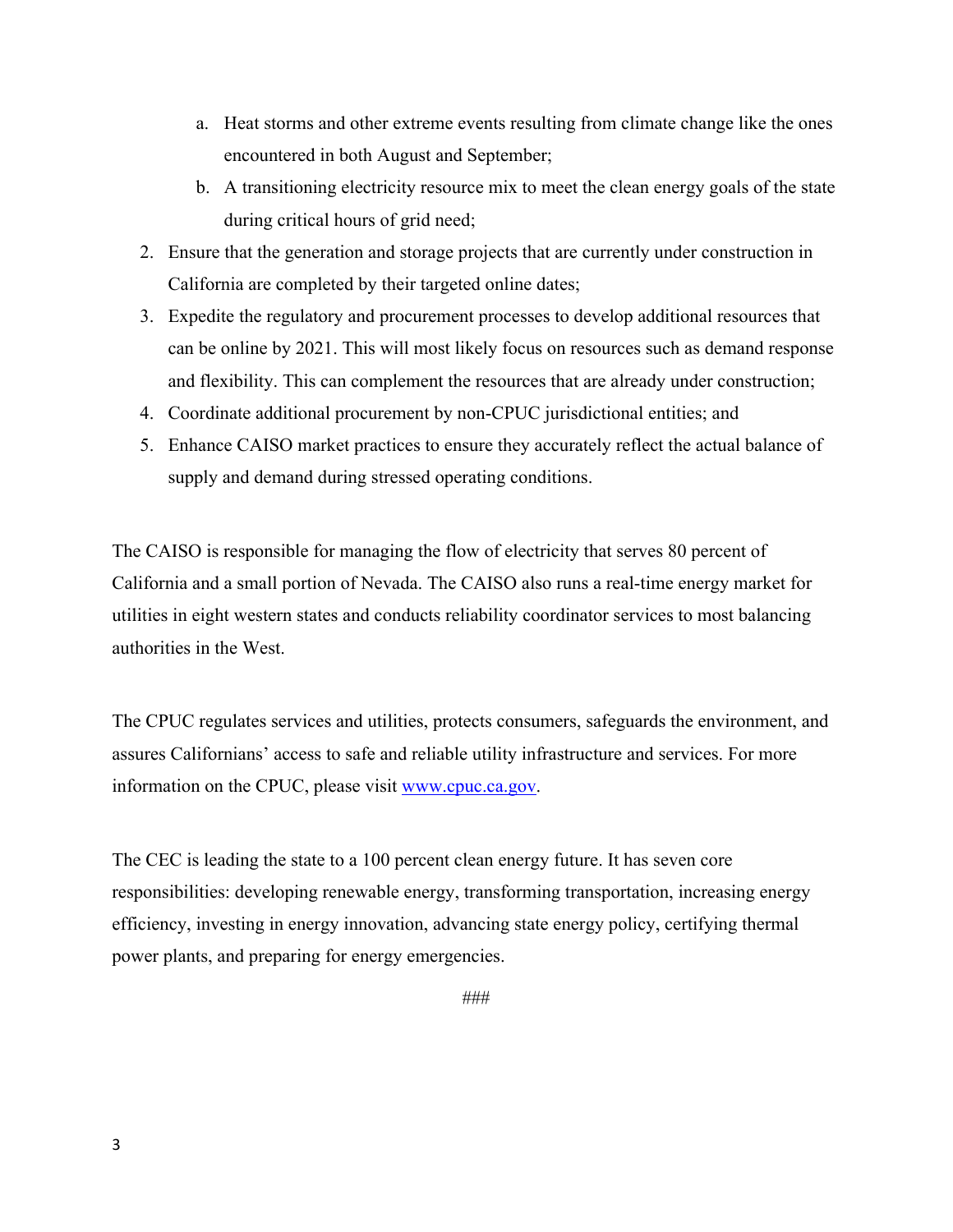a. Heat storms and other extreme events resulting from climate change like the ones encountered in both August and September;
   b. A transitioning electricity resource mix to meet the clean energy goals of the state during critical hours of grid need;
2. Ensure that the generation and storage projects that are currently under construction in California are completed by their targeted online dates;
3. Expedite the regulatory and procurement processes to develop additional resources that can be online by 2021. This will most likely focus on resources such as demand response and flexibility. This can complement the resources that are already under construction;
4. Coordinate additional procurement by non-CPUC jurisdictional entities; and
5. Enhance CAISO market practices to ensure they accurately reflect the actual balance of supply and demand during stressed operating conditions.

The CAISO is responsible for managing the flow of electricity that serves 80 percent of California and a small portion of Nevada. The CAISO also runs a real-time energy market for utilities in eight western states and conducts reliability coordinator services to most balancing authorities in the West.

The CPUC regulates services and utilities, protects consumers, safeguards the environment, and assures Californians' access to safe and reliable utility infrastructure and services. For more information on the CPUC, please visit [www.cpuc.ca.gov](http://www.cpuc.ca.gov).

The CEC is leading the state to a 100 percent clean energy future. It has seven core responsibilities: developing renewable energy, transforming transportation, increasing energy efficiency, investing in energy innovation, advancing state energy policy, certifying thermal power plants, and preparing for energy emergencies.

###